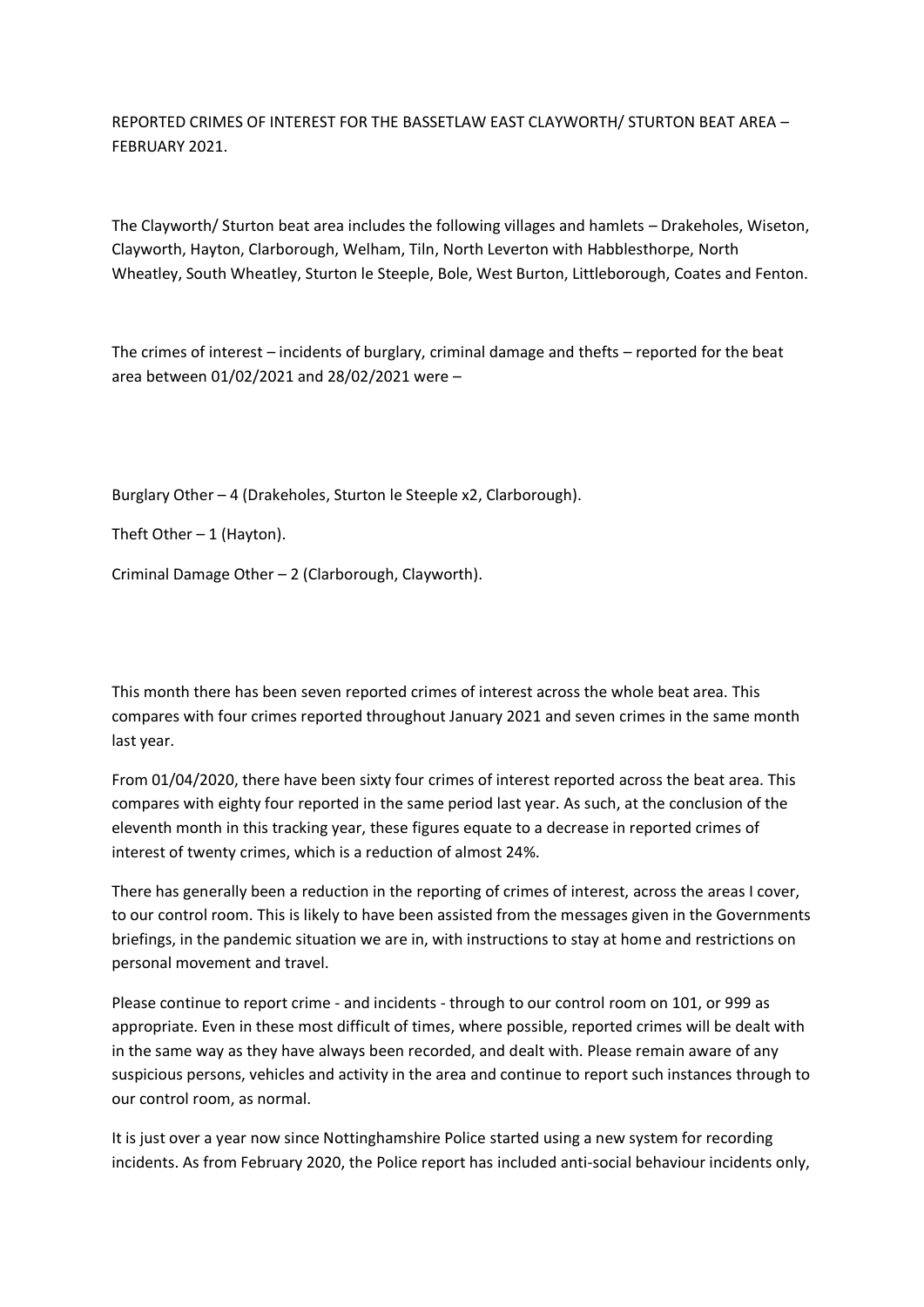REPORTED CRIMES OF INTEREST FOR THE BASSETLAW EAST CLAYWORTH/ STURTON BEAT AREA – FEBRUARY 2021.

The Clayworth/ Sturton beat area includes the following villages and hamlets – Drakeholes, Wiseton, Clayworth, Hayton, Clarborough, Welham, Tiln, North Leverton with Habblesthorpe, North Wheatley, South Wheatley, Sturton le Steeple, Bole, West Burton, Littleborough, Coates and Fenton.

The crimes of interest – incidents of burglary, criminal damage and thefts – reported for the beat area between 01/02/2021 and 28/02/2021 were –

Burglary Other – 4 (Drakeholes, Sturton le Steeple x2, Clarborough).

Theft Other – 1 (Hayton).

Criminal Damage Other – 2 (Clarborough, Clayworth).

This month there has been seven reported crimes of interest across the whole beat area. This compares with four crimes reported throughout January 2021 and seven crimes in the same month last year.

From 01/04/2020, there have been sixty four crimes of interest reported across the beat area. This compares with eighty four reported in the same period last year. As such, at the conclusion of the eleventh month in this tracking year, these figures equate to a decrease in reported crimes of interest of twenty crimes, which is a reduction of almost 24%.

There has generally been a reduction in the reporting of crimes of interest, across the areas I cover, to our control room. This is likely to have been assisted from the messages given in the Governments briefings, in the pandemic situation we are in, with instructions to stay at home and restrictions on personal movement and travel.

Please continue to report crime - and incidents - through to our control room on 101, or 999 as appropriate. Even in these most difficult of times, where possible, reported crimes will be dealt with in the same way as they have always been recorded, and dealt with. Please remain aware of any suspicious persons, vehicles and activity in the area and continue to report such instances through to our control room, as normal.

It is just over a year now since Nottinghamshire Police started using a new system for recording incidents. As from February 2020, the Police report has included anti-social behaviour incidents only,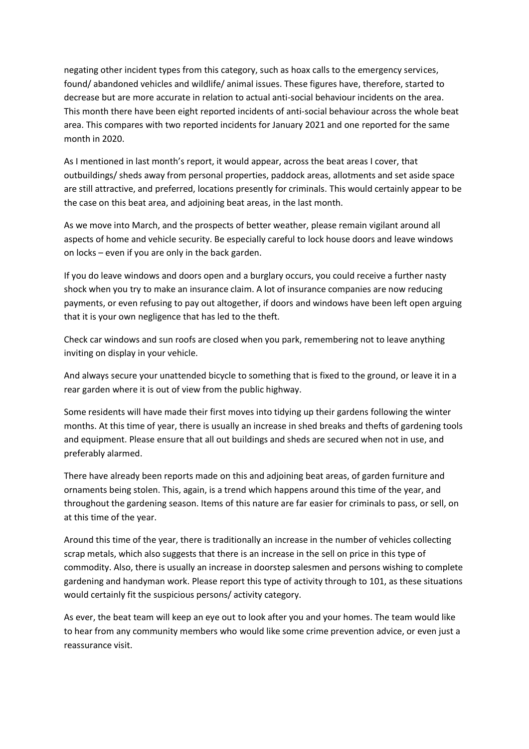negating other incident types from this category, such as hoax calls to the emergency services, found/ abandoned vehicles and wildlife/ animal issues. These figures have, therefore, started to decrease but are more accurate in relation to actual anti-social behaviour incidents on the area. This month there have been eight reported incidents of anti-social behaviour across the whole beat area. This compares with two reported incidents for January 2021 and one reported for the same month in 2020.

As I mentioned in last month's report, it would appear, across the beat areas I cover, that outbuildings/ sheds away from personal properties, paddock areas, allotments and set aside space are still attractive, and preferred, locations presently for criminals. This would certainly appear to be the case on this beat area, and adjoining beat areas, in the last month.

As we move into March, and the prospects of better weather, please remain vigilant around all aspects of home and vehicle security. Be especially careful to lock house doors and leave windows on locks – even if you are only in the back garden.

If you do leave windows and doors open and a burglary occurs, you could receive a further nasty shock when you try to make an insurance claim. A lot of insurance companies are now reducing payments, or even refusing to pay out altogether, if doors and windows have been left open arguing that it is your own negligence that has led to the theft.

Check car windows and sun roofs are closed when you park, remembering not to leave anything inviting on display in your vehicle.

And always secure your unattended bicycle to something that is fixed to the ground, or leave it in a rear garden where it is out of view from the public highway.

Some residents will have made their first moves into tidying up their gardens following the winter months. At this time of year, there is usually an increase in shed breaks and thefts of gardening tools and equipment. Please ensure that all out buildings and sheds are secured when not in use, and preferably alarmed.

There have already been reports made on this and adjoining beat areas, of garden furniture and ornaments being stolen. This, again, is a trend which happens around this time of the year, and throughout the gardening season. Items of this nature are far easier for criminals to pass, or sell, on at this time of the year.

Around this time of the year, there is traditionally an increase in the number of vehicles collecting scrap metals, which also suggests that there is an increase in the sell on price in this type of commodity. Also, there is usually an increase in doorstep salesmen and persons wishing to complete gardening and handyman work. Please report this type of activity through to 101, as these situations would certainly fit the suspicious persons/ activity category.

As ever, the beat team will keep an eye out to look after you and your homes. The team would like to hear from any community members who would like some crime prevention advice, or even just a reassurance visit.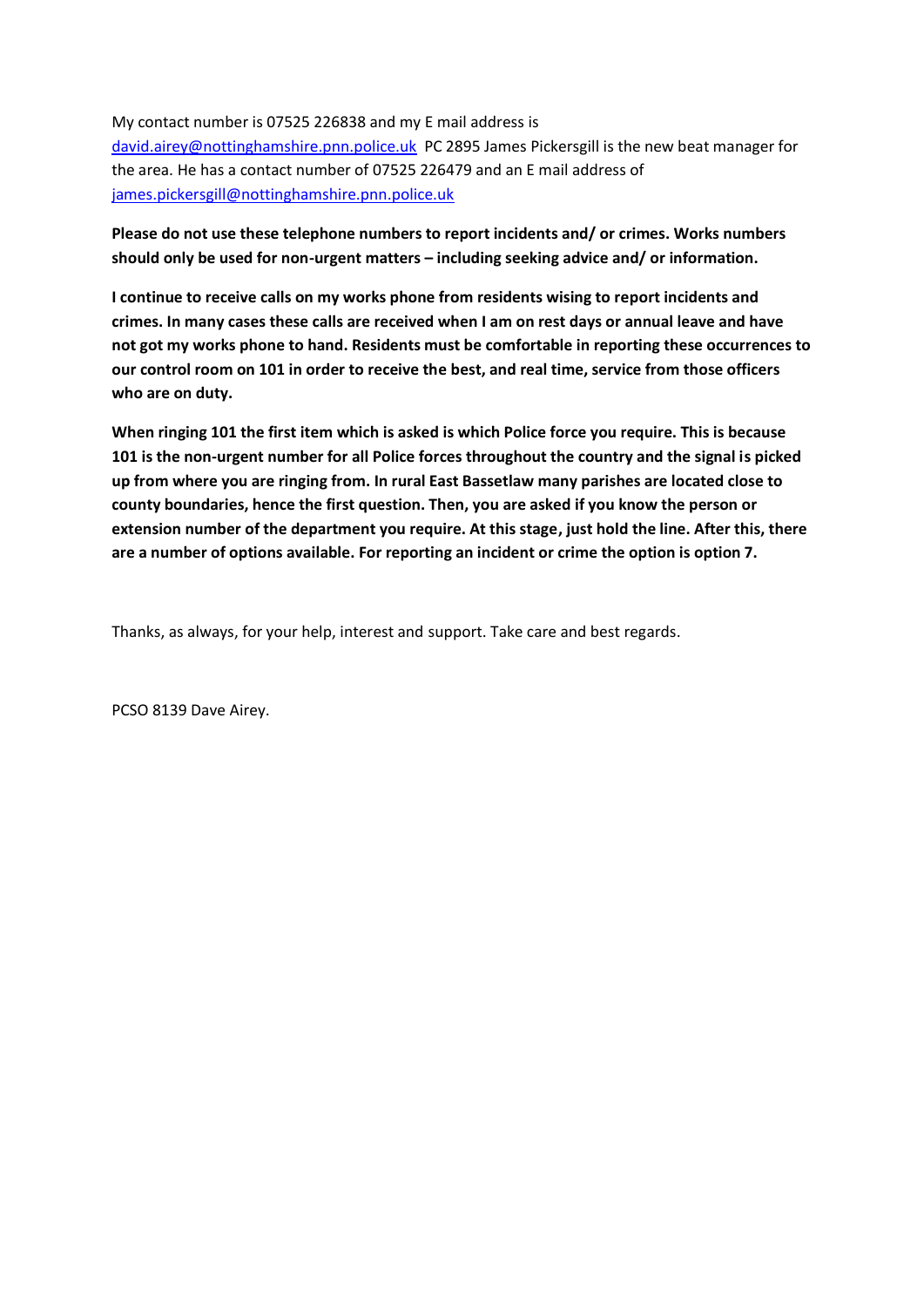My contact number is 07525 226838 and my E mail address is [david.airey@nottinghamshire.pnn.police.uk](mailto:david.airey@nottinghamshire.pnn.police.uk) PC 2895 James Pickersgill is the new beat manager for the area. He has a contact number of 07525 226479 and an E mail address of [james.pickersgill@nottinghamshire.pnn.police.uk](mailto:james.pickersgill@nottinghamshire.pnn.police.uk)

**Please do not use these telephone numbers to report incidents and/ or crimes. Works numbers should only be used for non-urgent matters – including seeking advice and/ or information.**

**I continue to receive calls on my works phone from residents wising to report incidents and crimes. In many cases these calls are received when I am on rest days or annual leave and have not got my works phone to hand. Residents must be comfortable in reporting these occurrences to our control room on 101 in order to receive the best, and real time, service from those officers who are on duty.**

**When ringing 101 the first item which is asked is which Police force you require. This is because 101 is the non-urgent number for all Police forces throughout the country and the signal is picked up from where you are ringing from. In rural East Bassetlaw many parishes are located close to county boundaries, hence the first question. Then, you are asked if you know the person or extension number of the department you require. At this stage, just hold the line. After this, there are a number of options available. For reporting an incident or crime the option is option 7.**

Thanks, as always, for your help, interest and support. Take care and best regards.

PCSO 8139 Dave Airey.